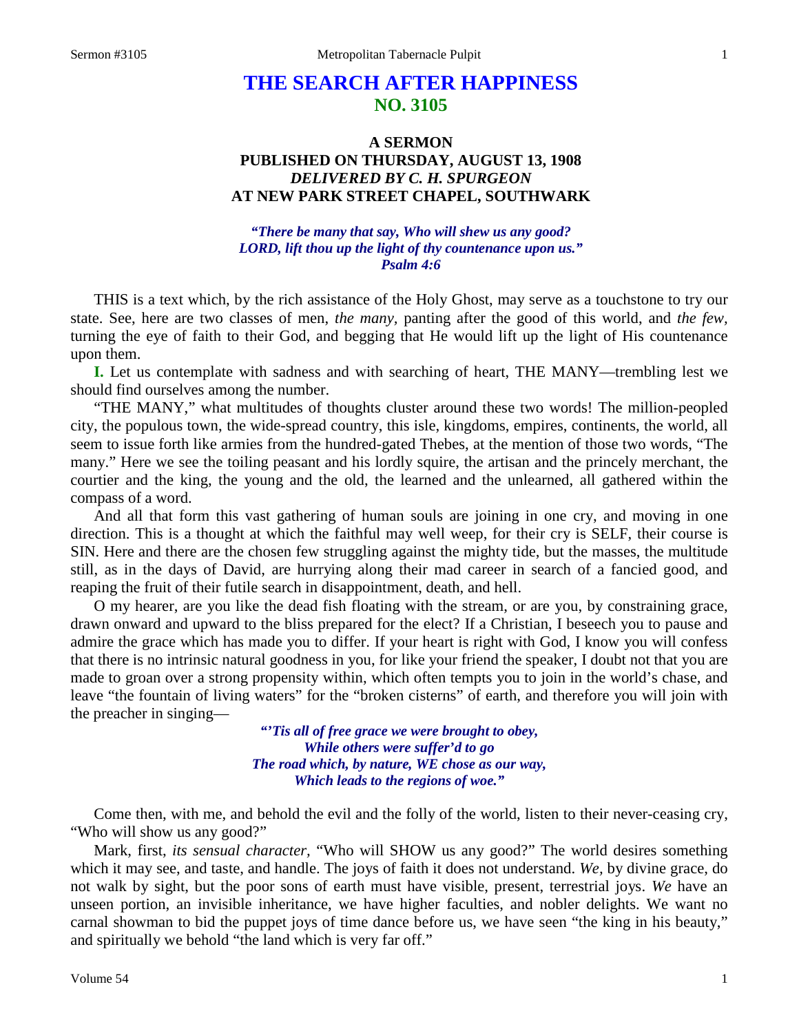# THE SEARCH AFTER HAPPINESS
## NO. 3105

### A SERMON
### PUBLISHED ON THURSDAY, AUGUST 13, 1908
### *DELIVERED BY C. H. SPURGEON*
### AT NEW PARK STREET CHAPEL, SOUTHWARK

***"There be many that say, Who will shew us any good? LORD, lift thou up the light of thy countenance upon us." Psalm 4:6***

THIS is a text which, by the rich assistance of the Holy Ghost, may serve as a touchstone to try our state. See, here are two classes of men, *the many,* panting after the good of this world, and *the few,* turning the eye of faith to their God, and begging that He would lift up the light of His countenance upon them.

**I.** Let us contemplate with sadness and with searching of heart, THE MANY—trembling lest we should find ourselves among the number.

"THE MANY," what multitudes of thoughts cluster around these two words! The million-peopled city, the populous town, the wide-spread country, this isle, kingdoms, empires, continents, the world, all seem to issue forth like armies from the hundred-gated Thebes, at the mention of those two words, "The many." Here we see the toiling peasant and his lordly squire, the artisan and the princely merchant, the courtier and the king, the young and the old, the learned and the unlearned, all gathered within the compass of a word.

And all that form this vast gathering of human souls are joining in one cry, and moving in one direction. This is a thought at which the faithful may well weep, for their cry is SELF, their course is SIN. Here and there are the chosen few struggling against the mighty tide, but the masses, the multitude still, as in the days of David, are hurrying along their mad career in search of a fancied good, and reaping the fruit of their futile search in disappointment, death, and hell.

O my hearer, are you like the dead fish floating with the stream, or are you, by constraining grace, drawn onward and upward to the bliss prepared for the elect? If a Christian, I beseech you to pause and admire the grace which has made you to differ. If your heart is right with God, I know you will confess that there is no intrinsic natural goodness in you, for like your friend the speaker, I doubt not that you are made to groan over a strong propensity within, which often tempts you to join in the world's chase, and leave "the fountain of living waters" for the "broken cisterns" of earth, and therefore you will join with the preacher in singing—

> *"'Tis all of free grace we were brought to obey,*
> *While others were suffer'd to go*
> *The road which, by nature, WE chose as our way,*
> *Which leads to the regions of woe."*

Come then, with me, and behold the evil and the folly of the world, listen to their never-ceasing cry, "Who will show us any good?"

Mark, first, *its sensual character,* "Who will SHOW us any good?" The world desires something which it may see, and taste, and handle. The joys of faith it does not understand. *We,* by divine grace, do not walk by sight, but the poor sons of earth must have visible, present, terrestrial joys. *We* have an unseen portion, an invisible inheritance, we have higher faculties, and nobler delights. We want no carnal showman to bid the puppet joys of time dance before us, we have seen "the king in his beauty," and spiritually we behold "the land which is very far off."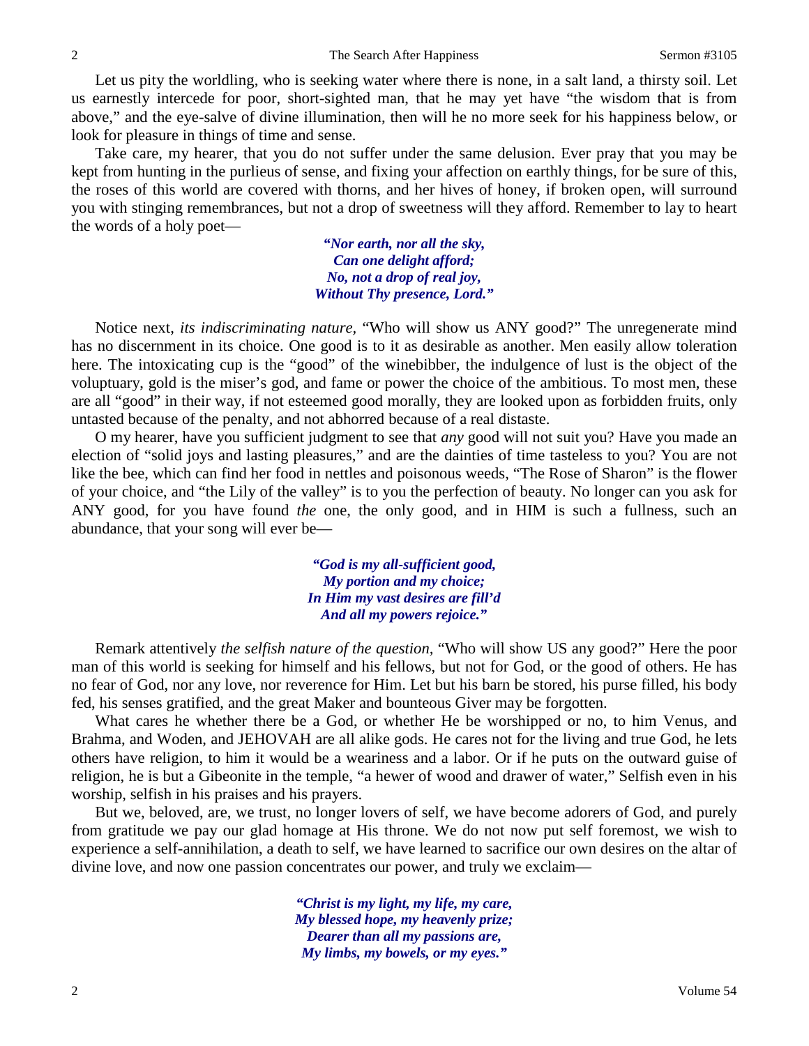Let us pity the worldling, who is seeking water where there is none, in a salt land, a thirsty soil. Let us earnestly intercede for poor, short-sighted man, that he may yet have "the wisdom that is from above," and the eye-salve of divine illumination, then will he no more seek for his happiness below, or look for pleasure in things of time and sense.

Take care, my hearer, that you do not suffer under the same delusion. Ever pray that you may be kept from hunting in the purlieus of sense, and fixing your affection on earthly things, for be sure of this, the roses of this world are covered with thorns, and her hives of honey, if broken open, will surround you with stinging remembrances, but not a drop of sweetness will they afford. Remember to lay to heart the words of a holy poet—

> *"Nor earth, nor all the sky,*
> *Can one delight afford;*
> *No, not a drop of real joy,*
> *Without Thy presence, Lord."*

Notice next, *its indiscriminating nature,* "Who will show us ANY good?" The unregenerate mind has no discernment in its choice. One good is to it as desirable as another. Men easily allow toleration here. The intoxicating cup is the "good" of the winebibber, the indulgence of lust is the object of the voluptuary, gold is the miser's god, and fame or power the choice of the ambitious. To most men, these are all "good" in their way, if not esteemed good morally, they are looked upon as forbidden fruits, only untasted because of the penalty, and not abhorred because of a real distaste.

O my hearer, have you sufficient judgment to see that *any* good will not suit you? Have you made an election of "solid joys and lasting pleasures," and are the dainties of time tasteless to you? You are not like the bee, which can find her food in nettles and poisonous weeds, "The Rose of Sharon" is the flower of your choice, and "the Lily of the valley" is to you the perfection of beauty. No longer can you ask for ANY good, for you have found *the* one, the only good, and in HIM is such a fullness, such an abundance, that your song will ever be—

> *"God is my all-sufficient good,*
> *My portion and my choice;*
> *In Him my vast desires are fill'd*
> *And all my powers rejoice."*

Remark attentively *the selfish nature of the question,* "Who will show US any good?" Here the poor man of this world is seeking for himself and his fellows, but not for God, or the good of others. He has no fear of God, nor any love, nor reverence for Him. Let but his barn be stored, his purse filled, his body fed, his senses gratified, and the great Maker and bounteous Giver may be forgotten.

What cares he whether there be a God, or whether He be worshipped or no, to him Venus, and Brahma, and Woden, and JEHOVAH are all alike gods. He cares not for the living and true God, he lets others have religion, to him it would be a weariness and a labor. Or if he puts on the outward guise of religion, he is but a Gibeonite in the temple, "a hewer of wood and drawer of water," Selfish even in his worship, selfish in his praises and his prayers.

But we, beloved, are, we trust, no longer lovers of self, we have become adorers of God, and purely from gratitude we pay our glad homage at His throne. We do not now put self foremost, we wish to experience a self-annihilation, a death to self, we have learned to sacrifice our own desires on the altar of divine love, and now one passion concentrates our power, and truly we exclaim—

> *"Christ is my light, my life, my care,*
> *My blessed hope, my heavenly prize;*
> *Dearer than all my passions are,*
> *My limbs, my bowels, or my eyes."*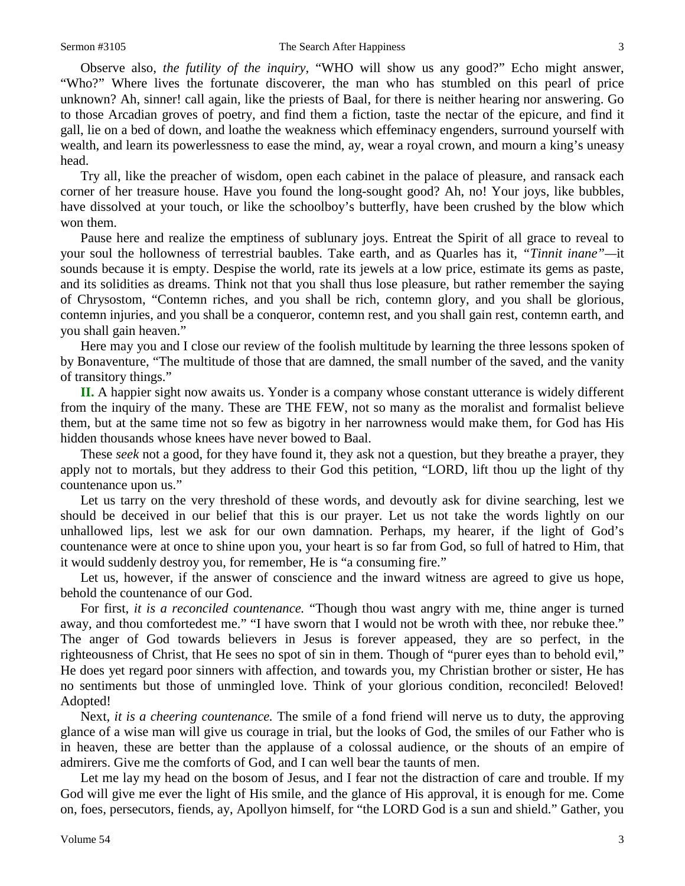Observe also, *the futility of the inquiry,* "WHO will show us any good?" Echo might answer, "Who?" Where lives the fortunate discoverer, the man who has stumbled on this pearl of price unknown? Ah, sinner! call again, like the priests of Baal, for there is neither hearing nor answering. Go to those Arcadian groves of poetry, and find them a fiction, taste the nectar of the epicure, and find it gall, lie on a bed of down, and loathe the weakness which effeminacy engenders, surround yourself with wealth, and learn its powerlessness to ease the mind, ay, wear a royal crown, and mourn a king's uneasy head.

Try all, like the preacher of wisdom, open each cabinet in the palace of pleasure, and ransack each corner of her treasure house. Have you found the long-sought good? Ah, no! Your joys, like bubbles, have dissolved at your touch, or like the schoolboy's butterfly, have been crushed by the blow which won them.

Pause here and realize the emptiness of sublunary joys. Entreat the Spirit of all grace to reveal to your soul the hollowness of terrestrial baubles. Take earth, and as Quarles has it, "*Tinnit inane"*—it sounds because it is empty. Despise the world, rate its jewels at a low price, estimate its gems as paste, and its solidities as dreams. Think not that you shall thus lose pleasure, but rather remember the saying of Chrysostom, "Contemn riches, and you shall be rich, contemn glory, and you shall be glorious, contemn injuries, and you shall be a conqueror, contemn rest, and you shall gain rest, contemn earth, and you shall gain heaven."

Here may you and I close our review of the foolish multitude by learning the three lessons spoken of by Bonaventure, "The multitude of those that are damned, the small number of the saved, and the vanity of transitory things."

**II.** A happier sight now awaits us. Yonder is a company whose constant utterance is widely different from the inquiry of the many. These are THE FEW, not so many as the moralist and formalist believe them, but at the same time not so few as bigotry in her narrowness would make them, for God has His hidden thousands whose knees have never bowed to Baal.

These *seek* not a good, for they have found it, they ask not a question, but they breathe a prayer, they apply not to mortals, but they address to their God this petition, "LORD, lift thou up the light of thy countenance upon us."

Let us tarry on the very threshold of these words, and devoutly ask for divine searching, lest we should be deceived in our belief that this is our prayer. Let us not take the words lightly on our unhallowed lips, lest we ask for our own damnation. Perhaps, my hearer, if the light of God's countenance were at once to shine upon you, your heart is so far from God, so full of hatred to Him, that it would suddenly destroy you, for remember, He is "a consuming fire."

Let us, however, if the answer of conscience and the inward witness are agreed to give us hope, behold the countenance of our God.

For first, *it is a reconciled countenance.* "Though thou wast angry with me, thine anger is turned away, and thou comfortedest me." "I have sworn that I would not be wroth with thee, nor rebuke thee." The anger of God towards believers in Jesus is forever appeased, they are so perfect, in the righteousness of Christ, that He sees no spot of sin in them. Though of "purer eyes than to behold evil," He does yet regard poor sinners with affection, and towards you, my Christian brother or sister, He has no sentiments but those of unmingled love. Think of your glorious condition, reconciled! Beloved! Adopted!

Next, *it is a cheering countenance.* The smile of a fond friend will nerve us to duty, the approving glance of a wise man will give us courage in trial, but the looks of God, the smiles of our Father who is in heaven, these are better than the applause of a colossal audience, or the shouts of an empire of admirers. Give me the comforts of God, and I can well bear the taunts of men.

Let me lay my head on the bosom of Jesus, and I fear not the distraction of care and trouble. If my God will give me ever the light of His smile, and the glance of His approval, it is enough for me. Come on, foes, persecutors, fiends, ay, Apollyon himself, for "the LORD God is a sun and shield." Gather, you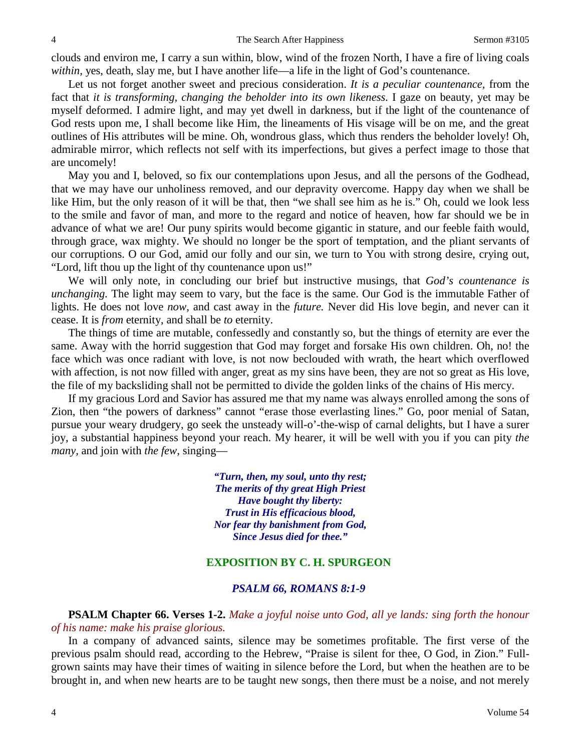clouds and environ me, I carry a sun within, blow, wind of the frozen North, I have a fire of living coals *within,* yes, death, slay me, but I have another life—a life in the light of God's countenance.

Let us not forget another sweet and precious consideration. *It is a peculiar countenance,* from the fact that *it is transforming, changing the beholder into its own likeness.* I gaze on beauty, yet may be myself deformed. I admire light, and may yet dwell in darkness, but if the light of the countenance of God rests upon me, I shall become like Him, the lineaments of His visage will be on me, and the great outlines of His attributes will be mine. Oh, wondrous glass, which thus renders the beholder lovely! Oh, admirable mirror, which reflects not self with its imperfections, but gives a perfect image to those that are uncomely!

May you and I, beloved, so fix our contemplations upon Jesus, and all the persons of the Godhead, that we may have our unholiness removed, and our depravity overcome. Happy day when we shall be like Him, but the only reason of it will be that, then "we shall see him as he is." Oh, could we look less to the smile and favor of man, and more to the regard and notice of heaven, how far should we be in advance of what we are! Our puny spirits would become gigantic in stature, and our feeble faith would, through grace, wax mighty. We should no longer be the sport of temptation, and the pliant servants of our corruptions. O our God, amid our folly and our sin, we turn to You with strong desire, crying out, "Lord, lift thou up the light of thy countenance upon us!"

We will only note, in concluding our brief but instructive musings, that *God's countenance is unchanging.* The light may seem to vary, but the face is the same. Our God is the immutable Father of lights. He does not love *now,* and cast away in the *future.* Never did His love begin, and never can it cease. It is *from* eternity, and shall be *to* eternity.

The things of time are mutable, confessedly and constantly so, but the things of eternity are ever the same. Away with the horrid suggestion that God may forget and forsake His own children. Oh, no! the face which was once radiant with love, is not now beclouded with wrath, the heart which overflowed with affection, is not now filled with anger, great as my sins have been, they are not so great as His love, the file of my backsliding shall not be permitted to divide the golden links of the chains of His mercy.

If my gracious Lord and Savior has assured me that my name was always enrolled among the sons of Zion, then "the powers of darkness" cannot "erase those everlasting lines." Go, poor menial of Satan, pursue your weary drudgery, go seek the unsteady will-o'-the-wisp of carnal delights, but I have a surer joy, a substantial happiness beyond your reach. My hearer, it will be well with you if you can pity *the many,* and join with *the few,* singing—

> ***"Turn, then, my soul, unto thy rest;***
> ***The merits of thy great High Priest***
> ***Have bought thy liberty:***
> ***Trust in His efficacious blood,***
> ***Nor fear thy banishment from God,***
> ***Since Jesus died for thee."***

## EXPOSITION BY C. H. SPURGEON

### *PSALM 66, ROMANS 8:1-9*

**PSALM Chapter 66. Verses 1-2.** *Make a joyful noise unto God, all ye lands: sing forth the honour of his name: make his praise glorious.*

In a company of advanced saints, silence may be sometimes profitable. The first verse of the previous psalm should read, according to the Hebrew, "Praise is silent for thee, O God, in Zion." Full-grown saints may have their times of waiting in silence before the Lord, but when the heathen are to be brought in, and when new hearts are to be taught new songs, then there must be a noise, and not merely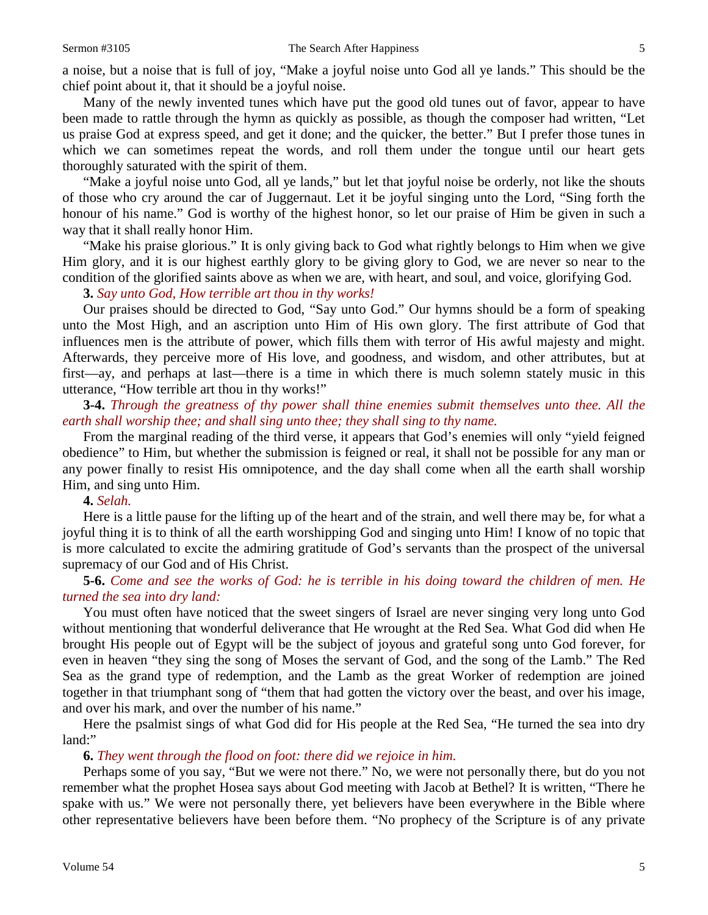a noise, but a noise that is full of joy, "Make a joyful noise unto God all ye lands." This should be the chief point about it, that it should be a joyful noise.

Many of the newly invented tunes which have put the good old tunes out of favor, appear to have been made to rattle through the hymn as quickly as possible, as though the composer had written, "Let us praise God at express speed, and get it done; and the quicker, the better." But I prefer those tunes in which we can sometimes repeat the words, and roll them under the tongue until our heart gets thoroughly saturated with the spirit of them.

"Make a joyful noise unto God, all ye lands," but let that joyful noise be orderly, not like the shouts of those who cry around the car of Juggernaut. Let it be joyful singing unto the Lord, "Sing forth the honour of his name." God is worthy of the highest honor, so let our praise of Him be given in such a way that it shall really honor Him.

"Make his praise glorious." It is only giving back to God what rightly belongs to Him when we give Him glory, and it is our highest earthly glory to be giving glory to God, we are never so near to the condition of the glorified saints above as when we are, with heart, and soul, and voice, glorifying God.

**3.** *Say unto God, How terrible art thou in thy works!*

Our praises should be directed to God, "Say unto God." Our hymns should be a form of speaking unto the Most High, and an ascription unto Him of His own glory. The first attribute of God that influences men is the attribute of power, which fills them with terror of His awful majesty and might. Afterwards, they perceive more of His love, and goodness, and wisdom, and other attributes, but at first—ay, and perhaps at last—there is a time in which there is much solemn stately music in this utterance, "How terrible art thou in thy works!"

**3-4.** *Through the greatness of thy power shall thine enemies submit themselves unto thee. All the earth shall worship thee; and shall sing unto thee; they shall sing to thy name.*

From the marginal reading of the third verse, it appears that God's enemies will only "yield feigned obedience" to Him, but whether the submission is feigned or real, it shall not be possible for any man or any power finally to resist His omnipotence, and the day shall come when all the earth shall worship Him, and sing unto Him.

**4.** *Selah.*

Here is a little pause for the lifting up of the heart and of the strain, and well there may be, for what a joyful thing it is to think of all the earth worshipping God and singing unto Him! I know of no topic that is more calculated to excite the admiring gratitude of God's servants than the prospect of the universal supremacy of our God and of His Christ.

**5-6.** *Come and see the works of God: he is terrible in his doing toward the children of men. He turned the sea into dry land:*

You must often have noticed that the sweet singers of Israel are never singing very long unto God without mentioning that wonderful deliverance that He wrought at the Red Sea. What God did when He brought His people out of Egypt will be the subject of joyous and grateful song unto God forever, for even in heaven "they sing the song of Moses the servant of God, and the song of the Lamb." The Red Sea as the grand type of redemption, and the Lamb as the great Worker of redemption are joined together in that triumphant song of "them that had gotten the victory over the beast, and over his image, and over his mark, and over the number of his name."

Here the psalmist sings of what God did for His people at the Red Sea, "He turned the sea into dry land:"

**6.** *They went through the flood on foot: there did we rejoice in him.*

Perhaps some of you say, "But we were not there." No, we were not personally there, but do you not remember what the prophet Hosea says about God meeting with Jacob at Bethel? It is written, "There he spake with us." We were not personally there, yet believers have been everywhere in the Bible where other representative believers have been before them. "No prophecy of the Scripture is of any private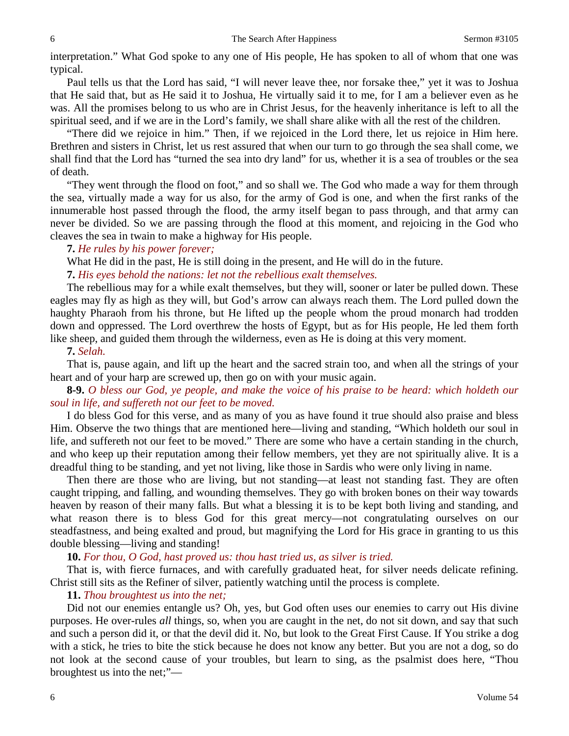interpretation." What God spoke to any one of His people, He has spoken to all of whom that one was typical.

Paul tells us that the Lord has said, "I will never leave thee, nor forsake thee," yet it was to Joshua that He said that, but as He said it to Joshua, He virtually said it to me, for I am a believer even as he was. All the promises belong to us who are in Christ Jesus, for the heavenly inheritance is left to all the spiritual seed, and if we are in the Lord's family, we shall share alike with all the rest of the children.

"There did we rejoice in him." Then, if we rejoiced in the Lord there, let us rejoice in Him here. Brethren and sisters in Christ, let us rest assured that when our turn to go through the sea shall come, we shall find that the Lord has "turned the sea into dry land" for us, whether it is a sea of troubles or the sea of death.

"They went through the flood on foot," and so shall we. The God who made a way for them through the sea, virtually made a way for us also, for the army of God is one, and when the first ranks of the innumerable host passed through the flood, the army itself began to pass through, and that army can never be divided. So we are passing through the flood at this moment, and rejoicing in the God who cleaves the sea in twain to make a highway for His people.

**7.** *He rules by his power forever;*

What He did in the past, He is still doing in the present, and He will do in the future.

**7.** *His eyes behold the nations: let not the rebellious exalt themselves.*

The rebellious may for a while exalt themselves, but they will, sooner or later be pulled down. These eagles may fly as high as they will, but God's arrow can always reach them. The Lord pulled down the haughty Pharaoh from his throne, but He lifted up the people whom the proud monarch had trodden down and oppressed. The Lord overthrew the hosts of Egypt, but as for His people, He led them forth like sheep, and guided them through the wilderness, even as He is doing at this very moment.

**7.** *Selah.*

That is, pause again, and lift up the heart and the sacred strain too, and when all the strings of your heart and of your harp are screwed up, then go on with your music again.

**8-9.** *O bless our God, ye people, and make the voice of his praise to be heard: which holdeth our soul in life, and suffereth not our feet to be moved.*

I do bless God for this verse, and as many of you as have found it true should also praise and bless Him. Observe the two things that are mentioned here—living and standing, "Which holdeth our soul in life, and suffereth not our feet to be moved." There are some who have a certain standing in the church, and who keep up their reputation among their fellow members, yet they are not spiritually alive. It is a dreadful thing to be standing, and yet not living, like those in Sardis who were only living in name.

Then there are those who are living, but not standing—at least not standing fast. They are often caught tripping, and falling, and wounding themselves. They go with broken bones on their way towards heaven by reason of their many falls. But what a blessing it is to be kept both living and standing, and what reason there is to bless God for this great mercy—not congratulating ourselves on our steadfastness, and being exalted and proud, but magnifying the Lord for His grace in granting to us this double blessing—living and standing!

**10.** *For thou, O God, hast proved us: thou hast tried us, as silver is tried.*

That is, with fierce furnaces, and with carefully graduated heat, for silver needs delicate refining. Christ still sits as the Refiner of silver, patiently watching until the process is complete.

**11.** *Thou broughtest us into the net;*

Did not our enemies entangle us? Oh, yes, but God often uses our enemies to carry out His divine purposes. He over-rules *all* things, so, when you are caught in the net, do not sit down, and say that such and such a person did it, or that the devil did it. No, but look to the Great First Cause. If You strike a dog with a stick, he tries to bite the stick because he does not know any better. But you are not a dog, so do not look at the second cause of your troubles, but learn to sing, as the psalmist does here, "Thou broughtest us into the net;"—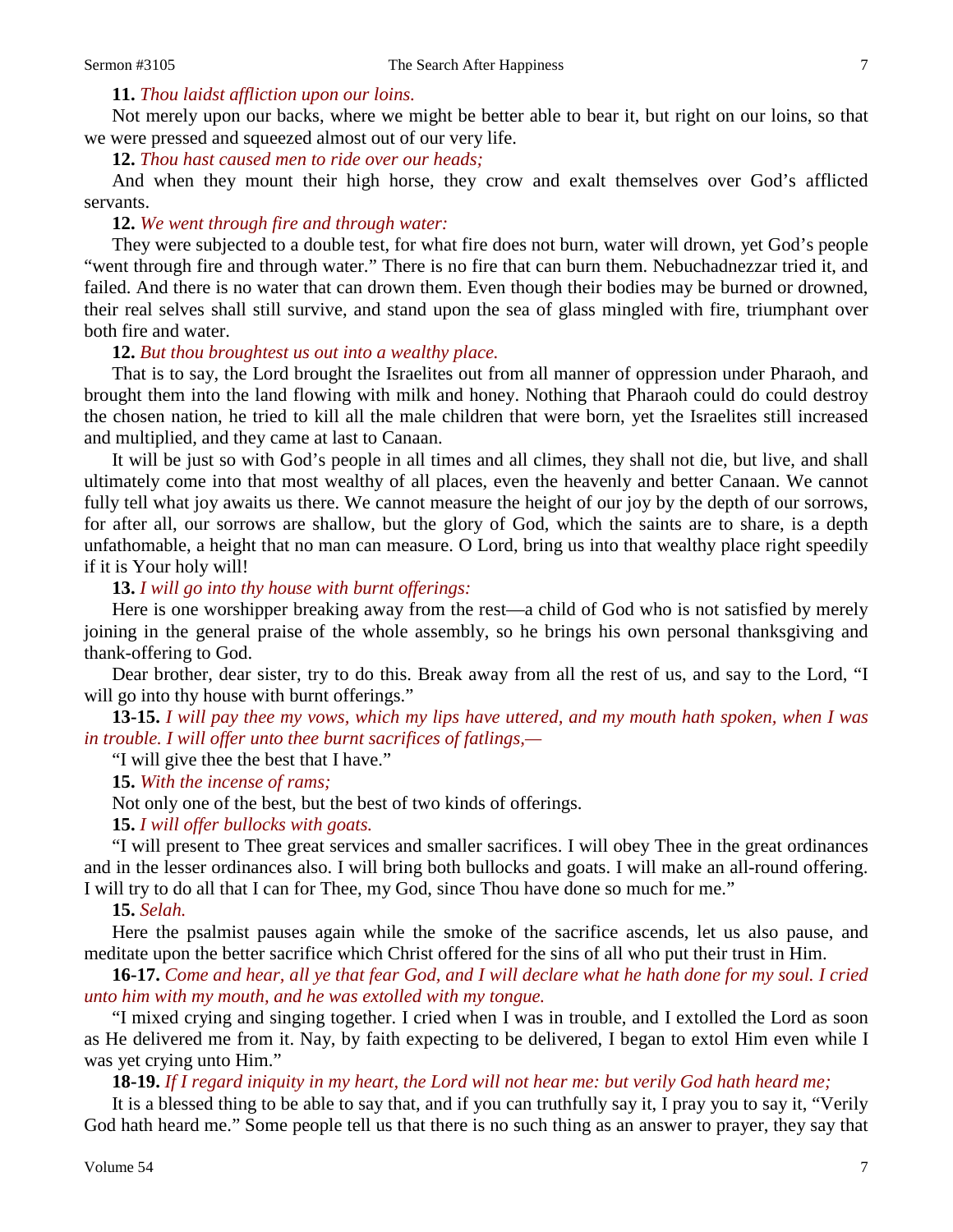**11.** *Thou laidst affliction upon our loins.*

Not merely upon our backs, where we might be better able to bear it, but right on our loins, so that we were pressed and squeezed almost out of our very life.

**12.** *Thou hast caused men to ride over our heads;*

And when they mount their high horse, they crow and exalt themselves over God's afflicted servants.

**12.** *We went through fire and through water:*

They were subjected to a double test, for what fire does not burn, water will drown, yet God's people "went through fire and through water." There is no fire that can burn them. Nebuchadnezzar tried it, and failed. And there is no water that can drown them. Even though their bodies may be burned or drowned, their real selves shall still survive, and stand upon the sea of glass mingled with fire, triumphant over both fire and water.

**12.** *But thou broughtest us out into a wealthy place.*

That is to say, the Lord brought the Israelites out from all manner of oppression under Pharaoh, and brought them into the land flowing with milk and honey. Nothing that Pharaoh could do could destroy the chosen nation, he tried to kill all the male children that were born, yet the Israelites still increased and multiplied, and they came at last to Canaan.

It will be just so with God's people in all times and all climes, they shall not die, but live, and shall ultimately come into that most wealthy of all places, even the heavenly and better Canaan. We cannot fully tell what joy awaits us there. We cannot measure the height of our joy by the depth of our sorrows, for after all, our sorrows are shallow, but the glory of God, which the saints are to share, is a depth unfathomable, a height that no man can measure. O Lord, bring us into that wealthy place right speedily if it is Your holy will!

**13.** *I will go into thy house with burnt offerings:*

Here is one worshipper breaking away from the rest—a child of God who is not satisfied by merely joining in the general praise of the whole assembly, so he brings his own personal thanksgiving and thank-offering to God.

Dear brother, dear sister, try to do this. Break away from all the rest of us, and say to the Lord, "I will go into thy house with burnt offerings."

**13-15.** *I will pay thee my vows, which my lips have uttered, and my mouth hath spoken, when I was in trouble. I will offer unto thee burnt sacrifices of fatlings,—*

"I will give thee the best that I have."

**15.** *With the incense of rams;*

Not only one of the best, but the best of two kinds of offerings.

**15.** *I will offer bullocks with goats.*

"I will present to Thee great services and smaller sacrifices. I will obey Thee in the great ordinances and in the lesser ordinances also. I will bring both bullocks and goats. I will make an all-round offering. I will try to do all that I can for Thee, my God, since Thou have done so much for me."

**15.** *Selah.*

Here the psalmist pauses again while the smoke of the sacrifice ascends, let us also pause, and meditate upon the better sacrifice which Christ offered for the sins of all who put their trust in Him.

**16-17.** *Come and hear, all ye that fear God, and I will declare what he hath done for my soul. I cried unto him with my mouth, and he was extolled with my tongue.*

"I mixed crying and singing together. I cried when I was in trouble, and I extolled the Lord as soon as He delivered me from it. Nay, by faith expecting to be delivered, I began to extol Him even while I was yet crying unto Him."

**18-19.** *If I regard iniquity in my heart, the Lord will not hear me: but verily God hath heard me;*

It is a blessed thing to be able to say that, and if you can truthfully say it, I pray you to say it, "Verily God hath heard me." Some people tell us that there is no such thing as an answer to prayer, they say that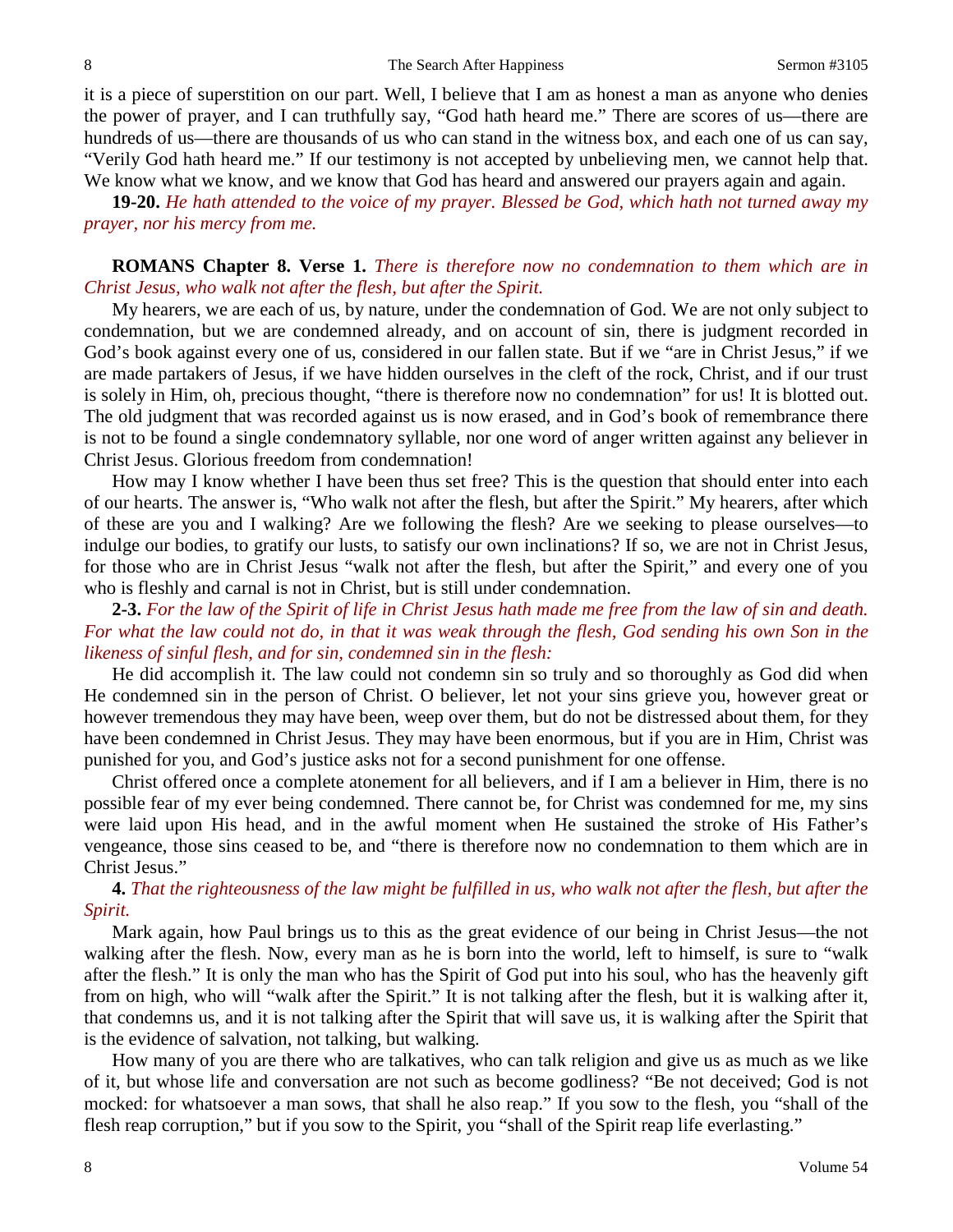it is a piece of superstition on our part. Well, I believe that I am as honest a man as anyone who denies the power of prayer, and I can truthfully say, "God hath heard me." There are scores of us—there are hundreds of us—there are thousands of us who can stand in the witness box, and each one of us can say, "Verily God hath heard me." If our testimony is not accepted by unbelieving men, we cannot help that. We know what we know, and we know that God has heard and answered our prayers again and again.

**19-20.** *He hath attended to the voice of my prayer. Blessed be God, which hath not turned away my prayer, nor his mercy from me.*

**ROMANS Chapter 8. Verse 1.** *There is therefore now no condemnation to them which are in Christ Jesus, who walk not after the flesh, but after the Spirit.*

My hearers, we are each of us, by nature, under the condemnation of God. We are not only subject to condemnation, but we are condemned already, and on account of sin, there is judgment recorded in God's book against every one of us, considered in our fallen state. But if we "are in Christ Jesus," if we are made partakers of Jesus, if we have hidden ourselves in the cleft of the rock, Christ, and if our trust is solely in Him, oh, precious thought, "there is therefore now no condemnation" for us! It is blotted out. The old judgment that was recorded against us is now erased, and in God's book of remembrance there is not to be found a single condemnatory syllable, nor one word of anger written against any believer in Christ Jesus. Glorious freedom from condemnation!

How may I know whether I have been thus set free? This is the question that should enter into each of our hearts. The answer is, "Who walk not after the flesh, but after the Spirit." My hearers, after which of these are you and I walking? Are we following the flesh? Are we seeking to please ourselves—to indulge our bodies, to gratify our lusts, to satisfy our own inclinations? If so, we are not in Christ Jesus, for those who are in Christ Jesus "walk not after the flesh, but after the Spirit," and every one of you who is fleshly and carnal is not in Christ, but is still under condemnation.

**2-3.** *For the law of the Spirit of life in Christ Jesus hath made me free from the law of sin and death. For what the law could not do, in that it was weak through the flesh, God sending his own Son in the likeness of sinful flesh, and for sin, condemned sin in the flesh:*

He did accomplish it. The law could not condemn sin so truly and so thoroughly as God did when He condemned sin in the person of Christ. O believer, let not your sins grieve you, however great or however tremendous they may have been, weep over them, but do not be distressed about them, for they have been condemned in Christ Jesus. They may have been enormous, but if you are in Him, Christ was punished for you, and God's justice asks not for a second punishment for one offense.

Christ offered once a complete atonement for all believers, and if I am a believer in Him, there is no possible fear of my ever being condemned. There cannot be, for Christ was condemned for me, my sins were laid upon His head, and in the awful moment when He sustained the stroke of His Father's vengeance, those sins ceased to be, and "there is therefore now no condemnation to them which are in Christ Jesus."

**4.** *That the righteousness of the law might be fulfilled in us, who walk not after the flesh, but after the Spirit.*

Mark again, how Paul brings us to this as the great evidence of our being in Christ Jesus—the not walking after the flesh. Now, every man as he is born into the world, left to himself, is sure to "walk after the flesh." It is only the man who has the Spirit of God put into his soul, who has the heavenly gift from on high, who will "walk after the Spirit." It is not talking after the flesh, but it is walking after it, that condemns us, and it is not talking after the Spirit that will save us, it is walking after the Spirit that is the evidence of salvation, not talking, but walking.

How many of you are there who are talkatives, who can talk religion and give us as much as we like of it, but whose life and conversation are not such as become godliness? "Be not deceived; God is not mocked: for whatsoever a man sows, that shall he also reap." If you sow to the flesh, you "shall of the flesh reap corruption," but if you sow to the Spirit, you "shall of the Spirit reap life everlasting."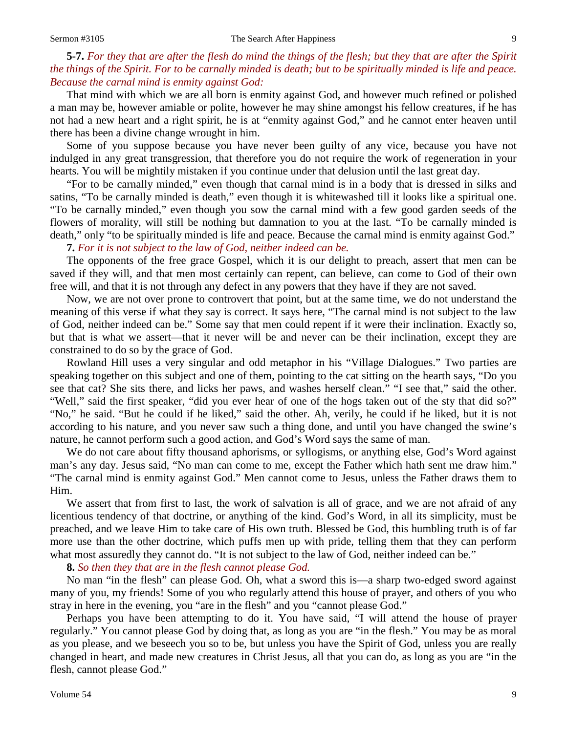**5-7.** *For they that are after the flesh do mind the things of the flesh; but they that are after the Spirit the things of the Spirit. For to be carnally minded is death; but to be spiritually minded is life and peace. Because the carnal mind is enmity against God:*

That mind with which we are all born is enmity against God, and however much refined or polished a man may be, however amiable or polite, however he may shine amongst his fellow creatures, if he has not had a new heart and a right spirit, he is at "enmity against God," and he cannot enter heaven until there has been a divine change wrought in him.

Some of you suppose because you have never been guilty of any vice, because you have not indulged in any great transgression, that therefore you do not require the work of regeneration in your hearts. You will be mightily mistaken if you continue under that delusion until the last great day.

"For to be carnally minded," even though that carnal mind is in a body that is dressed in silks and satins, "To be carnally minded is death," even though it is whitewashed till it looks like a spiritual one. "To be carnally minded," even though you sow the carnal mind with a few good garden seeds of the flowers of morality, will still be nothing but damnation to you at the last. "To be carnally minded is death," only "to be spiritually minded is life and peace. Because the carnal mind is enmity against God."

**7.** *For it is not subject to the law of God, neither indeed can be.*

The opponents of the free grace Gospel, which it is our delight to preach, assert that men can be saved if they will, and that men most certainly can repent, can believe, can come to God of their own free will, and that it is not through any defect in any powers that they have if they are not saved.

Now, we are not over prone to controvert that point, but at the same time, we do not understand the meaning of this verse if what they say is correct. It says here, "The carnal mind is not subject to the law of God, neither indeed can be." Some say that men could repent if it were their inclination. Exactly so, but that is what we assert—that it never will be and never can be their inclination, except they are constrained to do so by the grace of God.

Rowland Hill uses a very singular and odd metaphor in his "Village Dialogues." Two parties are speaking together on this subject and one of them, pointing to the cat sitting on the hearth says, "Do you see that cat? She sits there, and licks her paws, and washes herself clean." "I see that," said the other. "Well," said the first speaker, "did you ever hear of one of the hogs taken out of the sty that did so?" "No," he said. "But he could if he liked," said the other. Ah, verily, he could if he liked, but it is not according to his nature, and you never saw such a thing done, and until you have changed the swine's nature, he cannot perform such a good action, and God's Word says the same of man.

We do not care about fifty thousand aphorisms, or syllogisms, or anything else, God's Word against man's any day. Jesus said, "No man can come to me, except the Father which hath sent me draw him." "The carnal mind is enmity against God." Men cannot come to Jesus, unless the Father draws them to Him.

We assert that from first to last, the work of salvation is all of grace, and we are not afraid of any licentious tendency of that doctrine, or anything of the kind. God's Word, in all its simplicity, must be preached, and we leave Him to take care of His own truth. Blessed be God, this humbling truth is of far more use than the other doctrine, which puffs men up with pride, telling them that they can perform what most assuredly they cannot do. "It is not subject to the law of God, neither indeed can be."

**8.** *So then they that are in the flesh cannot please God.*

No man "in the flesh" can please God. Oh, what a sword this is—a sharp two-edged sword against many of you, my friends! Some of you who regularly attend this house of prayer, and others of you who stray in here in the evening, you "are in the flesh" and you "cannot please God."

Perhaps you have been attempting to do it. You have said, "I will attend the house of prayer regularly." You cannot please God by doing that, as long as you are "in the flesh." You may be as moral as you please, and we beseech you so to be, but unless you have the Spirit of God, unless you are really changed in heart, and made new creatures in Christ Jesus, all that you can do, as long as you are "in the flesh, cannot please God."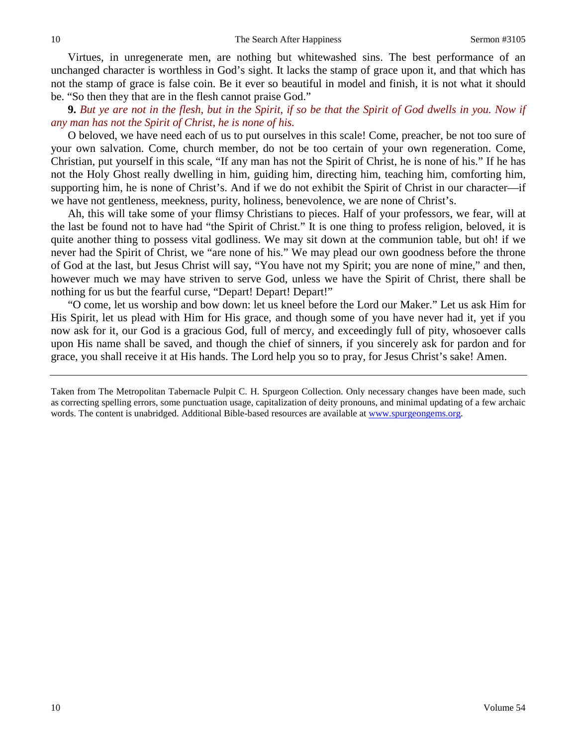Virtues, in unregenerate men, are nothing but whitewashed sins. The best performance of an unchanged character is worthless in God's sight. It lacks the stamp of grace upon it, and that which has not the stamp of grace is false coin. Be it ever so beautiful in model and finish, it is not what it should be. "So then they that are in the flesh cannot praise God."

**9.** *But ye are not in the flesh, but in the Spirit, if so be that the Spirit of God dwells in you. Now if any man has not the Spirit of Christ, he is none of his.*

O beloved, we have need each of us to put ourselves in this scale! Come, preacher, be not too sure of your own salvation. Come, church member, do not be too certain of your own regeneration. Come, Christian, put yourself in this scale, "If any man has not the Spirit of Christ, he is none of his." If he has not the Holy Ghost really dwelling in him, guiding him, directing him, teaching him, comforting him, supporting him, he is none of Christ's. And if we do not exhibit the Spirit of Christ in our character—if we have not gentleness, meekness, purity, holiness, benevolence, we are none of Christ's.

Ah, this will take some of your flimsy Christians to pieces. Half of your professors, we fear, will at the last be found not to have had "the Spirit of Christ." It is one thing to profess religion, beloved, it is quite another thing to possess vital godliness. We may sit down at the communion table, but oh! if we never had the Spirit of Christ, we "are none of his." We may plead our own goodness before the throne of God at the last, but Jesus Christ will say, "You have not my Spirit; you are none of mine," and then, however much we may have striven to serve God, unless we have the Spirit of Christ, there shall be nothing for us but the fearful curse, "Depart! Depart! Depart!"

"O come, let us worship and bow down: let us kneel before the Lord our Maker." Let us ask Him for His Spirit, let us plead with Him for His grace, and though some of you have never had it, yet if you now ask for it, our God is a gracious God, full of mercy, and exceedingly full of pity, whosoever calls upon His name shall be saved, and though the chief of sinners, if you sincerely ask for pardon and for grace, you shall receive it at His hands. The Lord help you so to pray, for Jesus Christ's sake! Amen.

---

Taken from The Metropolitan Tabernacle Pulpit C. H. Spurgeon Collection. Only necessary changes have been made, such as correcting spelling errors, some punctuation usage, capitalization of deity pronouns, and minimal updating of a few archaic words. The content is unabridged. Additional Bible-based resources are available at www.spurgeongems.org.